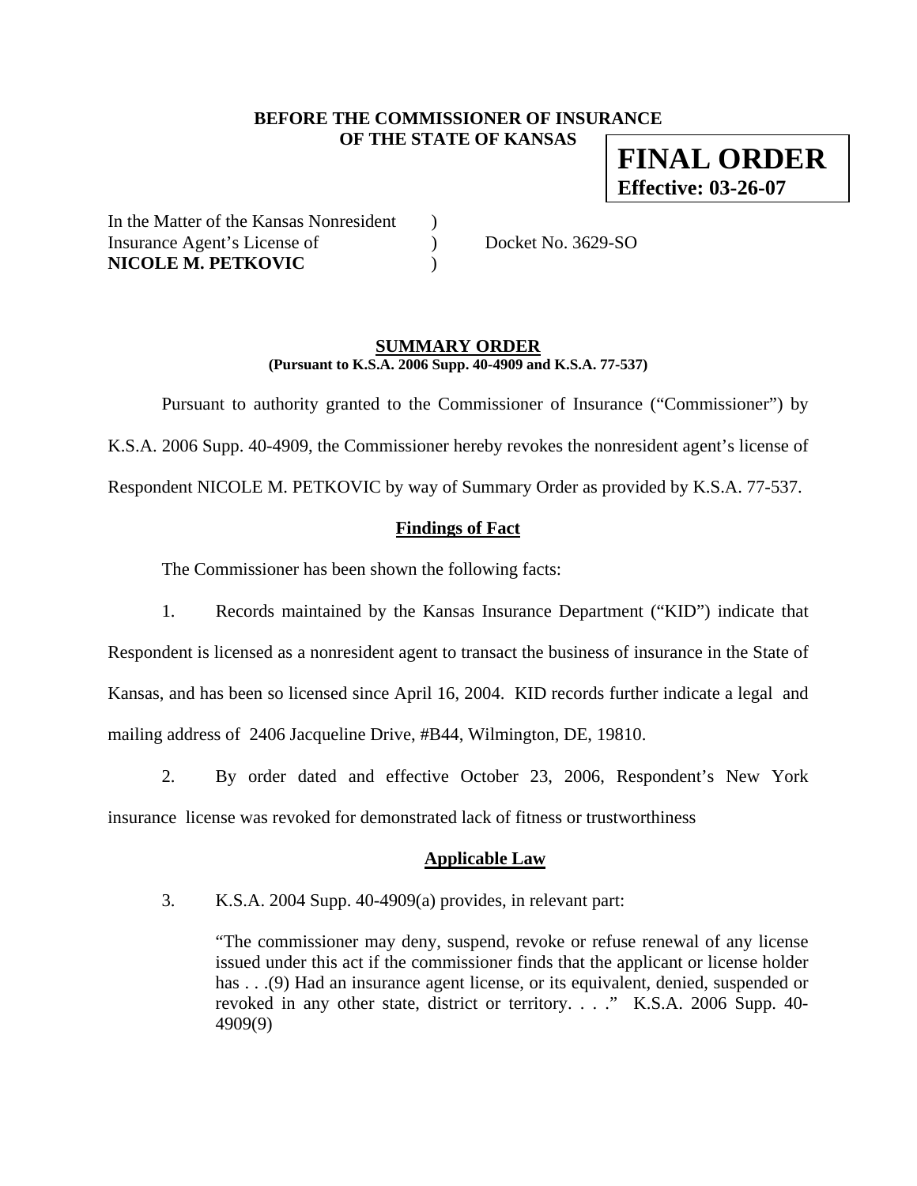**BEFORE THE COMMISSIONER OF INSURANCE**
**OF THE STATE OF KANSAS**

**FINAL ORDER**
**Effective: 03-26-07**

In the Matter of the Kansas Nonresident )
Insurance Agent's License of ) Docket No. 3629-SO
**NICOLE M. PETKOVIC** )

## SUMMARY ORDER

**(Pursuant to K.S.A. 2006 Supp. 40-4909 and K.S.A. 77-537)**

Pursuant to authority granted to the Commissioner of Insurance ("Commissioner") by K.S.A. 2006 Supp. 40-4909, the Commissioner hereby revokes the nonresident agent's license of Respondent NICOLE M. PETKOVIC by way of Summary Order as provided by K.S.A. 77-537.

### Findings of Fact

The Commissioner has been shown the following facts:

1. Records maintained by the Kansas Insurance Department ("KID") indicate that Respondent is licensed as a nonresident agent to transact the business of insurance in the State of Kansas, and has been so licensed since April 16, 2004. KID records further indicate a legal and mailing address of 2406 Jacqueline Drive, #B44, Wilmington, DE, 19810.

2. By order dated and effective October 23, 2006, Respondent's New York insurance license was revoked for demonstrated lack of fitness or trustworthiness

### Applicable Law

3. K.S.A. 2004 Supp. 40-4909(a) provides, in relevant part:

> "The commissioner may deny, suspend, revoke or refuse renewal of any license issued under this act if the commissioner finds that the applicant or license holder has . . .(9) Had an insurance agent license, or its equivalent, denied, suspended or revoked in any other state, district or territory. . . ." K.S.A. 2006 Supp. 40-4909(9)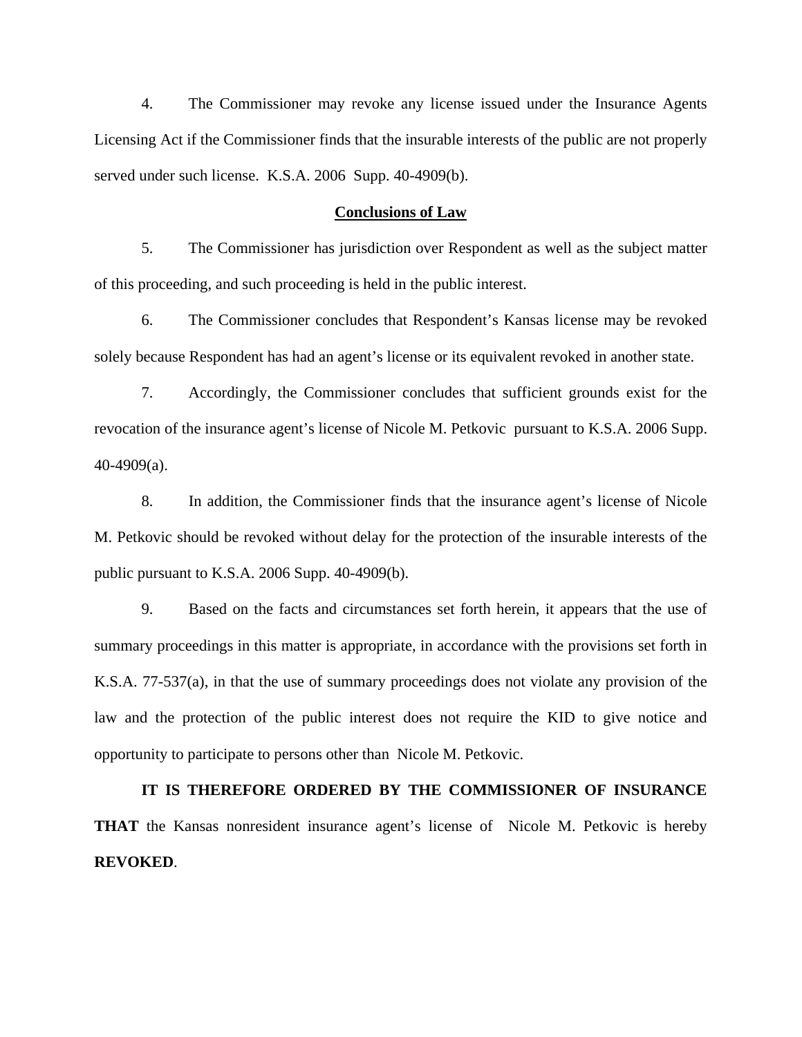4. The Commissioner may revoke any license issued under the Insurance Agents Licensing Act if the Commissioner finds that the insurable interests of the public are not properly served under such license. K.S.A. 2006 Supp. 40-4909(b).

## Conclusions of Law

5. The Commissioner has jurisdiction over Respondent as well as the subject matter of this proceeding, and such proceeding is held in the public interest.

6. The Commissioner concludes that Respondent's Kansas license may be revoked solely because Respondent has had an agent's license or its equivalent revoked in another state.

7. Accordingly, the Commissioner concludes that sufficient grounds exist for the revocation of the insurance agent's license of Nicole M. Petkovic pursuant to K.S.A. 2006 Supp. 40-4909(a).

8. In addition, the Commissioner finds that the insurance agent's license of Nicole M. Petkovic should be revoked without delay for the protection of the insurable interests of the public pursuant to K.S.A. 2006 Supp. 40-4909(b).

9. Based on the facts and circumstances set forth herein, it appears that the use of summary proceedings in this matter is appropriate, in accordance with the provisions set forth in K.S.A. 77-537(a), in that the use of summary proceedings does not violate any provision of the law and the protection of the public interest does not require the KID to give notice and opportunity to participate to persons other than Nicole M. Petkovic.

**IT IS THEREFORE ORDERED BY THE COMMISSIONER OF INSURANCE THAT** the Kansas nonresident insurance agent's license of Nicole M. Petkovic is hereby **REVOKED**.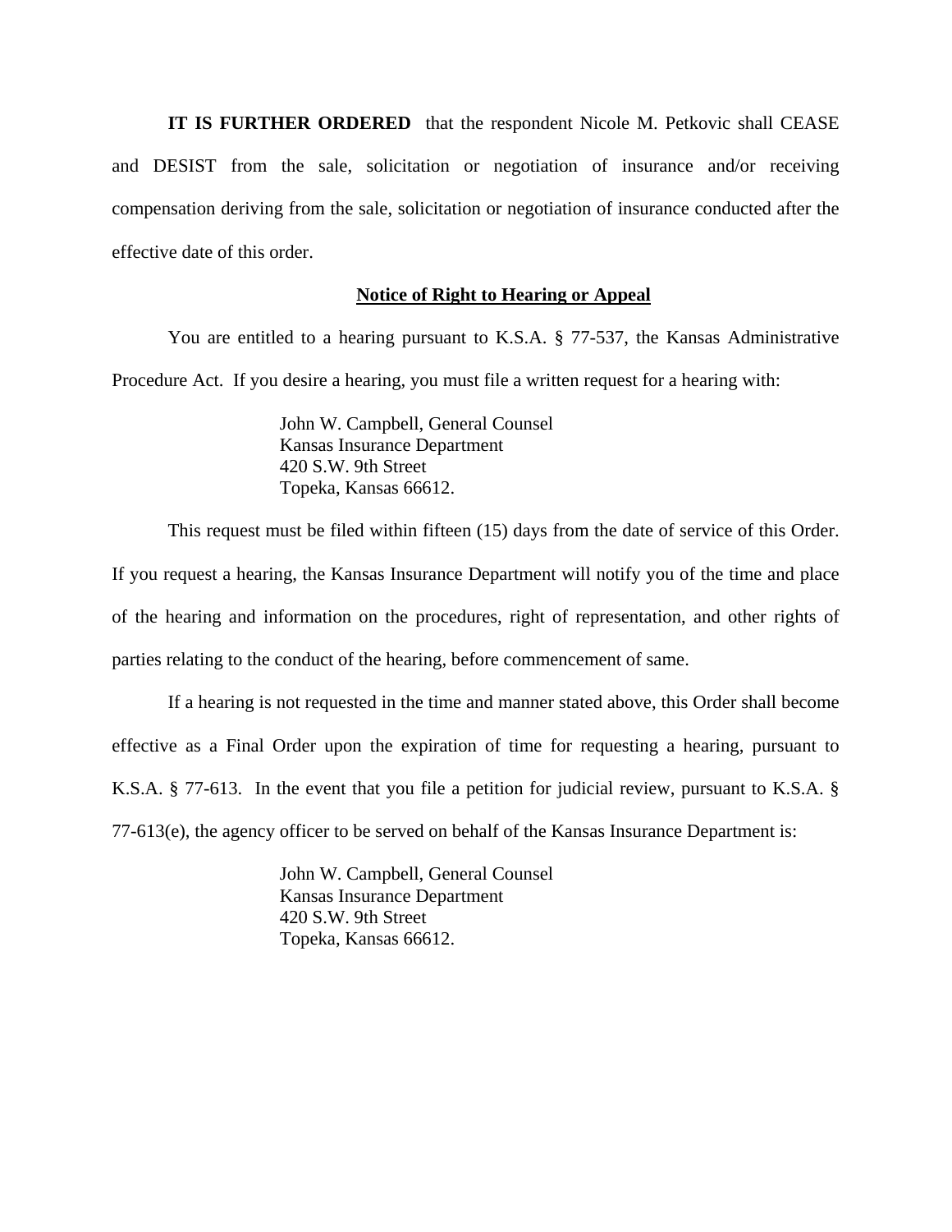**IT IS FURTHER ORDERED** that the respondent Nicole M. Petkovic shall CEASE and DESIST from the sale, solicitation or negotiation of insurance and/or receiving compensation deriving from the sale, solicitation or negotiation of insurance conducted after the effective date of this order.

**Notice of Right to Hearing or Appeal**

You are entitled to a hearing pursuant to K.S.A. § 77-537, the Kansas Administrative Procedure Act. If you desire a hearing, you must file a written request for a hearing with:

John W. Campbell, General Counsel
Kansas Insurance Department
420 S.W. 9th Street
Topeka, Kansas 66612.

This request must be filed within fifteen (15) days from the date of service of this Order. If you request a hearing, the Kansas Insurance Department will notify you of the time and place of the hearing and information on the procedures, right of representation, and other rights of parties relating to the conduct of the hearing, before commencement of same.

If a hearing is not requested in the time and manner stated above, this Order shall become effective as a Final Order upon the expiration of time for requesting a hearing, pursuant to K.S.A. § 77-613. In the event that you file a petition for judicial review, pursuant to K.S.A. § 77-613(e), the agency officer to be served on behalf of the Kansas Insurance Department is:

John W. Campbell, General Counsel
Kansas Insurance Department
420 S.W. 9th Street
Topeka, Kansas 66612.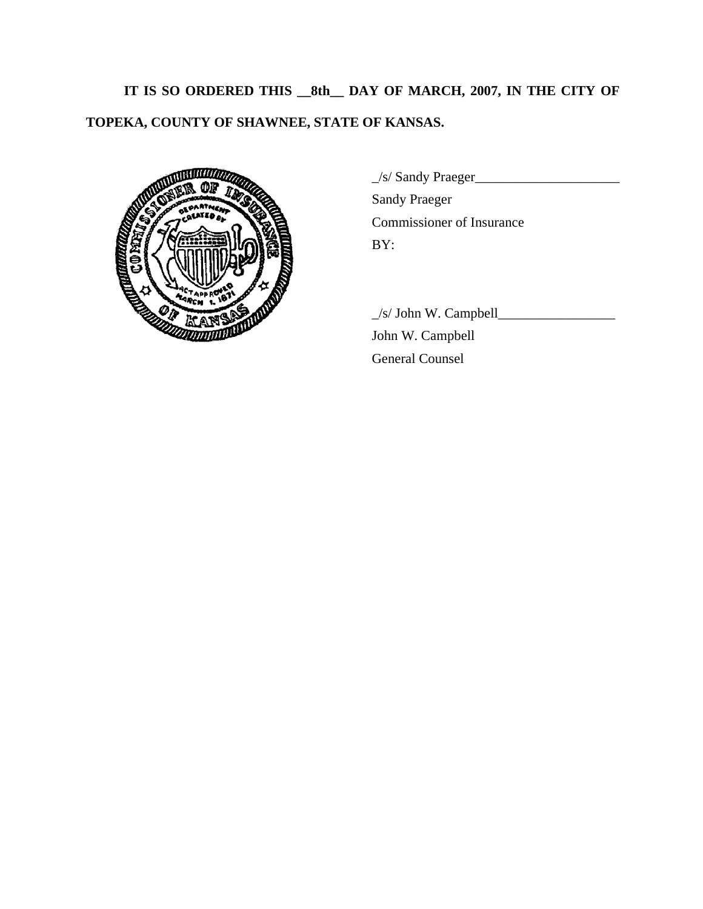**IT IS SO ORDERED THIS __8th__ DAY OF MARCH, 2007, IN THE CITY OF TOPEKA, COUNTY OF SHAWNEE, STATE OF KANSAS.**

_/s/ Sandy Praeger_____________________
Sandy Praeger
Commissioner of Insurance
BY:

_/s/ John W. Campbell_________________
John W. Campbell
General Counsel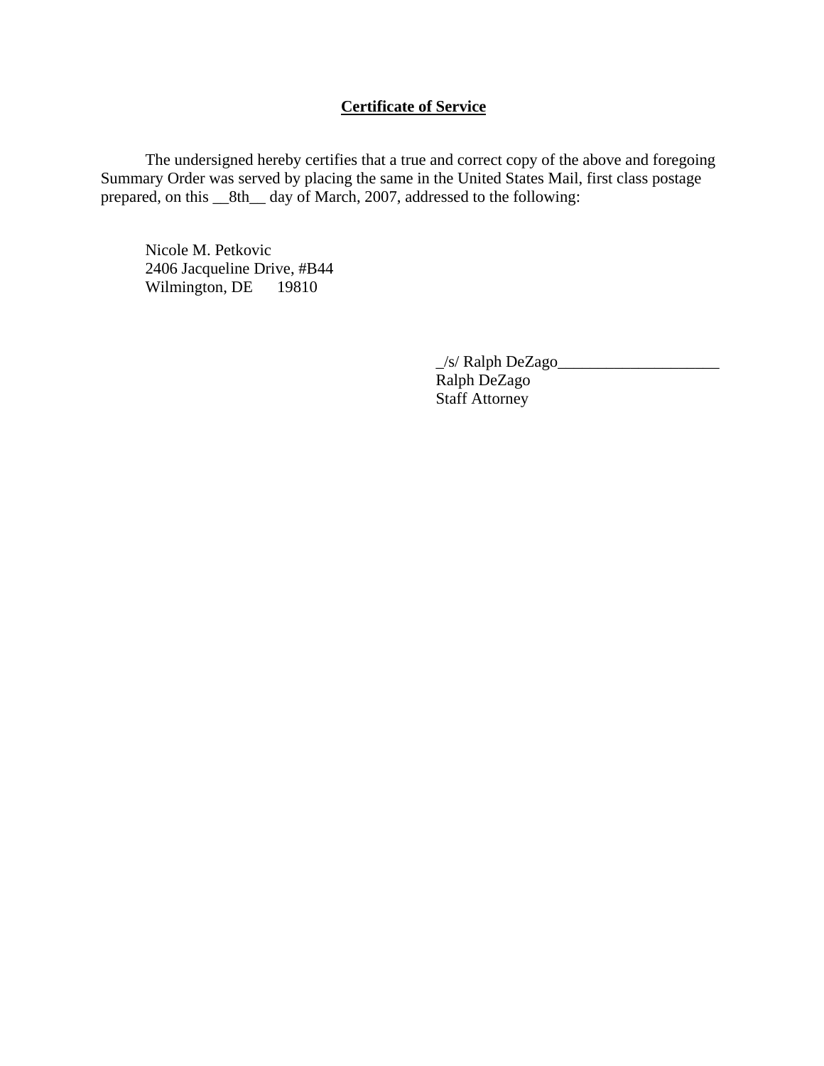**Certificate of Service**

The undersigned hereby certifies that a true and correct copy of the above and foregoing Summary Order was served by placing the same in the United States Mail, first class postage prepared, on this __8th__ day of March, 2007, addressed to the following:

Nicole M. Petkovic
2406 Jacqueline Drive, #B44
Wilmington, DE 19810

_/s/ Ralph DeZago____________________
Ralph DeZago
Staff Attorney